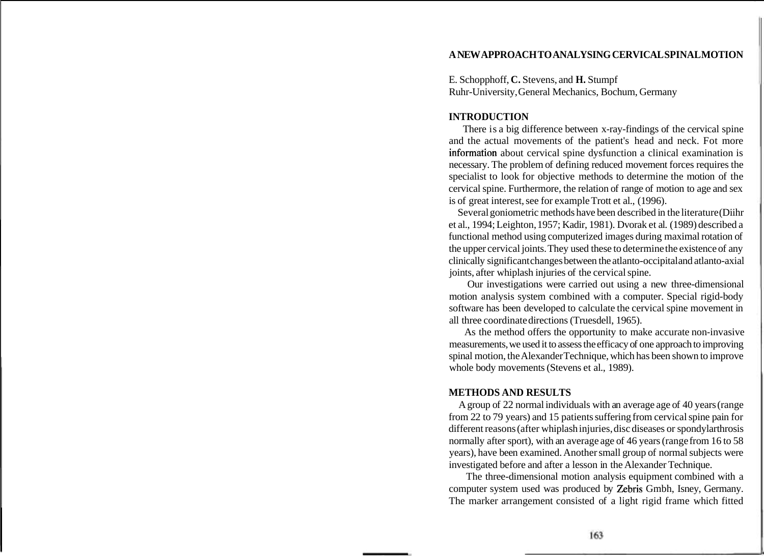# A NEW APPROACH TO ANALYSING CERVICAL SPINAL MOTION

E. Schopphoff, **C.** Stevens, and **H.** Stumpf
Ruhr-University, General Mechanics, Bochum, Germany

## INTRODUCTION

There is a big difference between x-ray-findings of the cervical spine and the actual movements of the patient's head and neck. Fot more information about cervical spine dysfunction a clinical examination is necessary. The problem of defining reduced movement forces requires the specialist to look for objective methods to determine the motion of the cervical spine. Furthermore, the relation of range of motion to age and sex is of great interest, see for example Trott et al., (1996).

Several goniometric methods have been described in the literature (Diihr et al., 1994; Leighton, 1957; Kadir, 1981). Dvorak et al. (1989) described a functional method using computerized images during maximal rotation of the upper cervical joints. They used these to determine the existence of any clinically significant changes between the atlanto-occipital and atlanto-axial joints, after whiplash injuries of the cervical spine.

Our investigations were carried out using a new three-dimensional motion analysis system combined with a computer. Special rigid-body software has been developed to calculate the cervical spine movement in all three coordinate directions (Truesdell, 1965).

As the method offers the opportunity to make accurate non-invasive measurements, we used it to assess the efficacy of one approach to improving spinal motion, the Alexander Technique, which has been shown to improve whole body movements (Stevens et al., 1989).

## METHODS AND RESULTS

A group of 22 normal individuals with an average age of 40 years (range from 22 to 79 years) and 15 patients suffering from cervical spine pain for different reasons (after whiplash injuries, disc diseases or spondylarthrosis normally after sport), with an average age of 46 years (range from 16 to 58 years), have been examined. Another small group of normal subjects were investigated before and after a lesson in the Alexander Technique.

The three-dimensional motion analysis equipment combined with a computer system used was produced by Zebris Gmbh, Isney, Germany. The marker arrangement consisted of a light rigid frame which fitted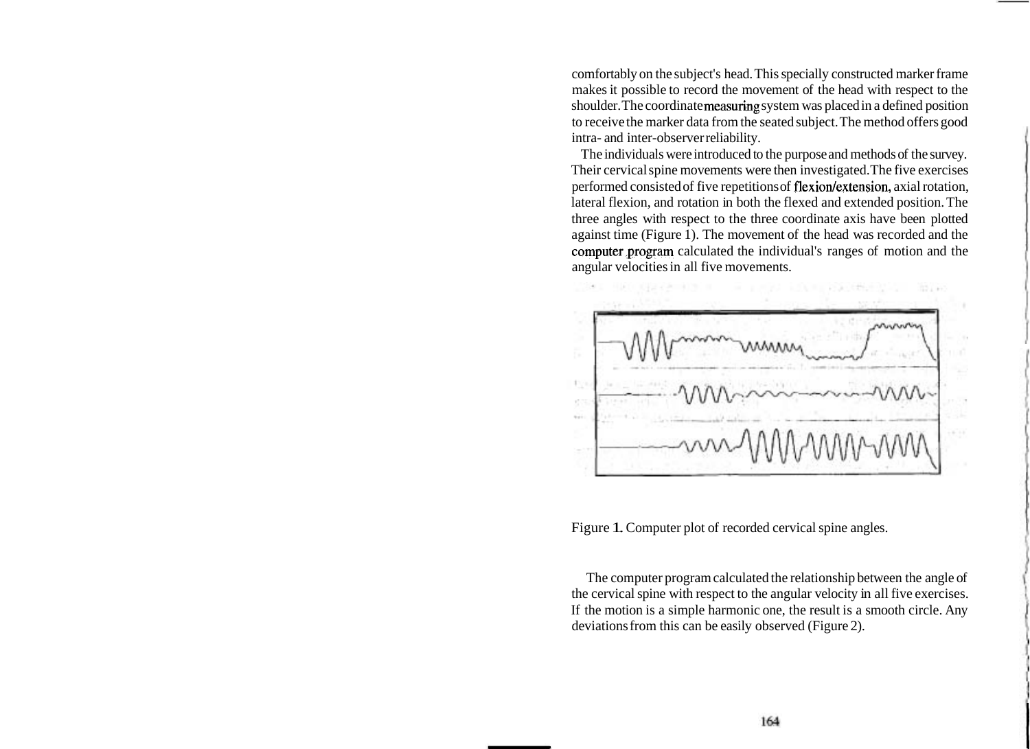comfortably on the subject's head. This specially constructed marker frame makes it possible to record the movement of the head with respect to the shoulder. The coordinate measuring system was placed in a defined position to receive the marker data from the seated subject. The method offers good intra- and inter-observer reliability.

The individuals were introduced to the purpose and methods of the survey. Their cervical spine movements were then investigated. The five exercises performed consisted of five repetitions of flexion/extension, axial rotation, lateral flexion, and rotation in both the flexed and extended position. The three angles with respect to the three coordinate axis have been plotted against time (Figure 1). The movement of the head was recorded and the computer program calculated the individual's ranges of motion and the angular velocities in all five movements.

Figure 1. Computer plot of recorded cervical spine angles.

The computer program calculated the relationship between the angle of the cervical spine with respect to the angular velocity in all five exercises. If the motion is a simple harmonic one, the result is a smooth circle. Any deviations from this can be easily observed (Figure 2).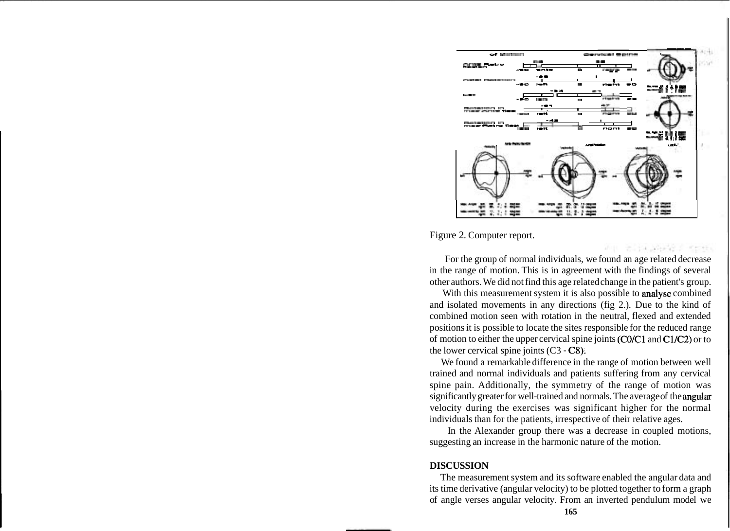Figure 2. Computer report.

For the group of normal individuals, we found an age related decrease in the range of motion. This is in agreement with the findings of several other authors. We did not find this age related change in the patient's group.

With this measurement system it is also possible to analyse combined and isolated movements in any directions (fig 2.). Due to the kind of combined motion seen with rotation in the neutral, flexed and extended positions it is possible to locate the sites responsible for the reduced range of motion to either the upper cervical spine joints (C0/C1 and C1/C2) or to the lower cervical spine joints (C3 - C8).

We found a remarkable difference in the range of motion between well trained and normal individuals and patients suffering from any cervical spine pain. Additionally, the symmetry of the range of motion was significantly greater for well-trained and normals. The average of the angular velocity during the exercises was significant higher for the normal individuals than for the patients, irrespective of their relative ages.

In the Alexander group there was a decrease in coupled motions, suggesting an increase in the harmonic nature of the motion.

## DISCUSSION

The measurement system and its software enabled the angular data and its time derivative (angular velocity) to be plotted together to form a graph of angle verses angular velocity. From an inverted pendulum model we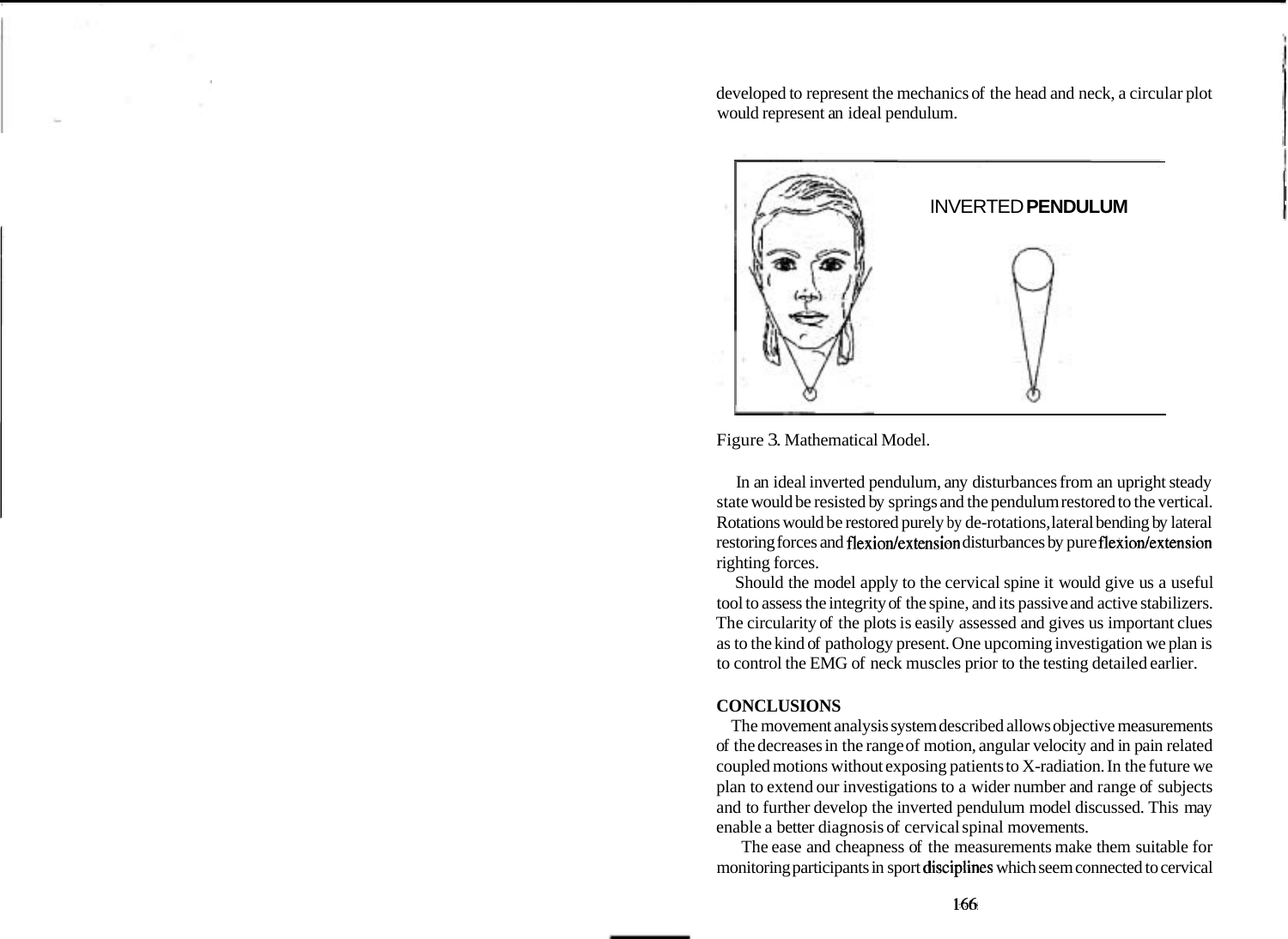developed to represent the mechanics of the head and neck, a circular plot would represent an ideal pendulum.

INVERTED PENDULUM

Figure 3. Mathematical Model.

In an ideal inverted pendulum, any disturbances from an upright steady state would be resisted by springs and the pendulum restored to the vertical. Rotations would be restored purely by de-rotations, lateral bending by lateral restoring forces and flexion/extension disturbances by pure flexion/extension righting forces.

Should the model apply to the cervical spine it would give us a useful tool to assess the integrity of the spine, and its passive and active stabilizers. The circularity of the plots is easily assessed and gives us important clues as to the kind of pathology present. One upcoming investigation we plan is to control the EMG of neck muscles prior to the testing detailed earlier.

## CONCLUSIONS

The movement analysis system described allows objective measurements of the decreases in the range of motion, angular velocity and in pain related coupled motions without exposing patients to X-radiation. In the future we plan to extend our investigations to a wider number and range of subjects and to further develop the inverted pendulum model discussed. This may enable a better diagnosis of cervical spinal movements.

The ease and cheapness of the measurements make them suitable for monitoring participants in sport disciplines which seem connected to cervical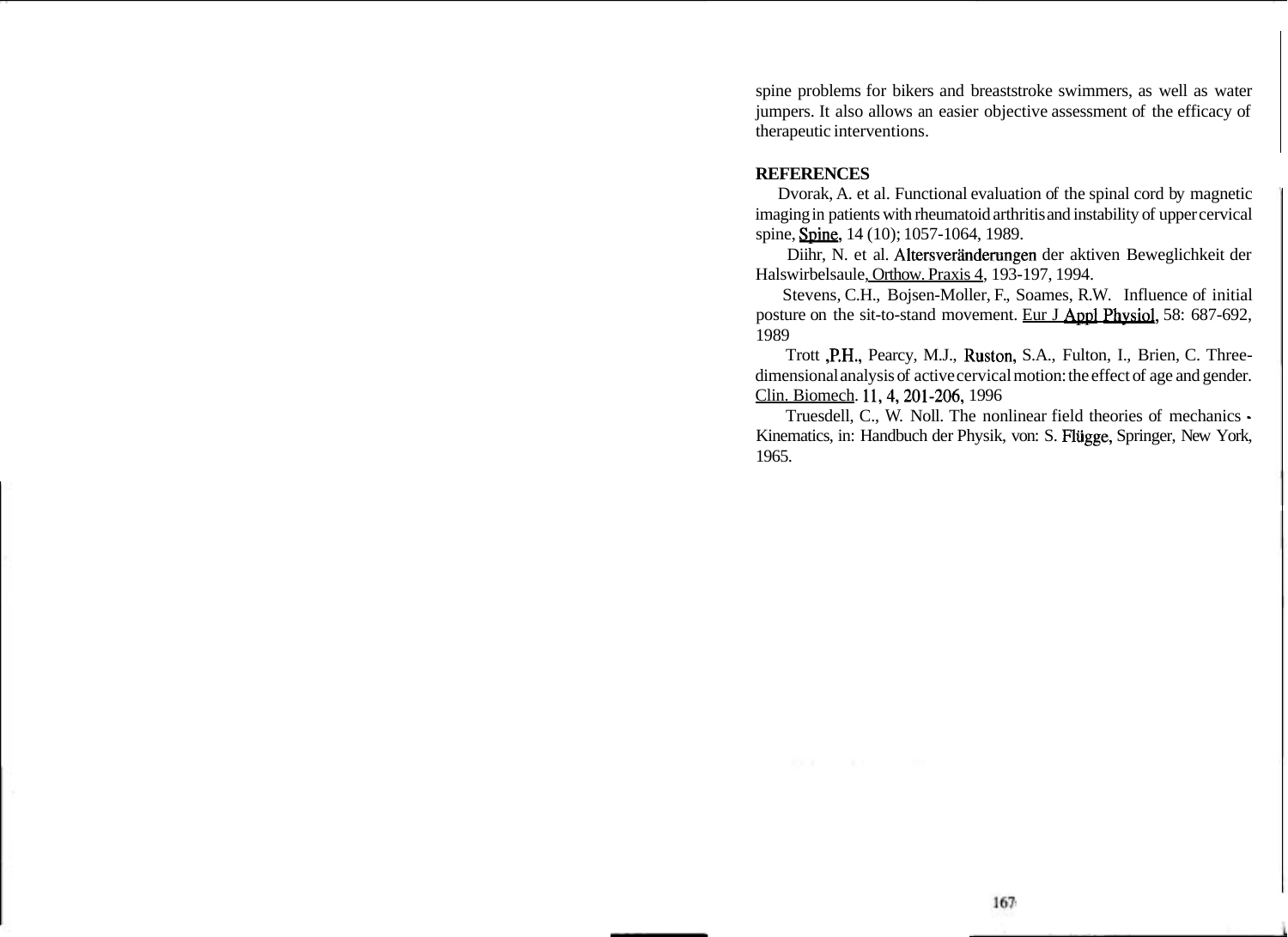spine problems for bikers and breaststroke swimmers, as well as water jumpers. It also allows an easier objective assessment of the efficacy of therapeutic interventions.

**REFERENCES**

Dvorak, A. et al. Functional evaluation of the spinal cord by magnetic imaging in patients with rheumatoid arthritis and instability of upper cervical spine, Spine, 14 (10); 1057-1064, 1989.

Diihr, N. et al. Altersveränderungen der aktiven Beweglichkeit der Halswirbelsaule, Orthow. Praxis 4, 193-197, 1994.

Stevens, C.H., Bojsen-Moller, F., Soames, R.W. Influence of initial posture on the sit-to-stand movement. Eur J Appl Physiol, 58: 687-692, 1989

Trott ,P.H., Pearcy, M.J., Ruston, S.A., Fulton, I., Brien, C. Three-dimensional analysis of active cervical motion: the effect of age and gender. Clin. Biomech. 11, 4, 201-206, 1996

Truesdell, C., W. Noll. The nonlinear field theories of mechanics - Kinematics, in: Handbuch der Physik, von: S. Flügge, Springer, New York, 1965.